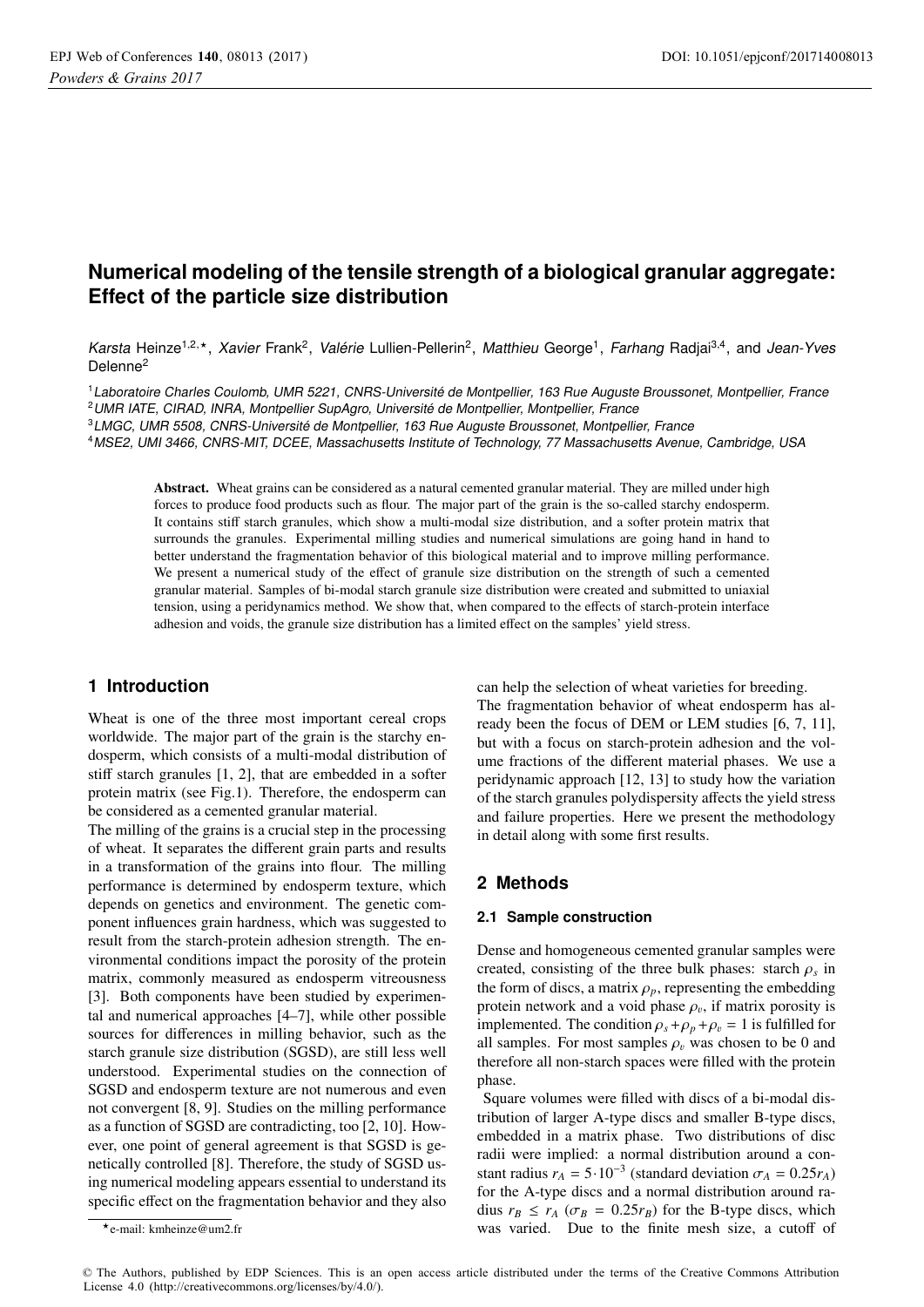# Numerical modeling of the tensile strength of a biological granular aggregate: Effect of the particle size distribution

*Karsta* Heinze[1,2,⋆], *Xavier* Frank[2], *Valérie* Lullien-Pellerin[2], *Matthieu* George[1], *Farhang* Radjai[3,4], and *Jean-Yves* Delenne[2]

[1] *Laboratoire Charles Coulomb, UMR 5221, CNRS-Université de Montpellier, 163 Rue Auguste Broussonet, Montpellier, France*
[2] *UMR IATE, CIRAD, INRA, Montpellier SupAgro, Université de Montpellier, Montpellier, France*
[3] *LMGC, UMR 5508, CNRS-Université de Montpellier, 163 Rue Auguste Broussonet, Montpellier, France*
[4] *MSE2, UMI 3466, CNRS-MIT, DCEE, Massachusetts Institute of Technology, 77 Massachusetts Avenue, Cambridge, USA*

**Abstract.** Wheat grains can be considered as a natural cemented granular material. They are milled under high forces to produce food products such as flour. The major part of the grain is the so-called starchy endosperm. It contains stiff starch granules, which show a multi-modal size distribution, and a softer protein matrix that surrounds the granules. Experimental milling studies and numerical simulations are going hand in hand to better understand the fragmentation behavior of this biological material and to improve milling performance. We present a numerical study of the effect of granule size distribution on the strength of such a cemented granular material. Samples of bi-modal starch granule size distribution were created and submitted to uniaxial tension, using a peridynamics method. We show that, when compared to the effects of starch-protein interface adhesion and voids, the granule size distribution has a limited effect on the samples' yield stress.

## 1 Introduction

Wheat is one of the three most important cereal crops worldwide. The major part of the grain is the starchy endosperm, which consists of a multi-modal distribution of stiff starch granules [1, 2], that are embedded in a softer protein matrix (see Fig.1). Therefore, the endosperm can be considered as a cemented granular material.

The milling of the grains is a crucial step in the processing of wheat. It separates the different grain parts and results in a transformation of the grains into flour. The milling performance is determined by endosperm texture, which depends on genetics and environment. The genetic component influences grain hardness, which was suggested to result from the starch-protein adhesion strength. The environmental conditions impact the porosity of the protein matrix, commonly measured as endosperm vitreousness [3]. Both components have been studied by experimental and numerical approaches [4–7], while other possible sources for differences in milling behavior, such as the starch granule size distribution (SGSD), are still less well understood. Experimental studies on the connection of SGSD and endosperm texture are not numerous and even not convergent [8, 9]. Studies on the milling performance as a function of SGSD are contradicting, too [2, 10]. However, one point of general agreement is that SGSD is genetically controlled [8]. Therefore, the study of SGSD using numerical modeling appears essential to understand its specific effect on the fragmentation behavior and they also can help the selection of wheat varieties for breeding.

The fragmentation behavior of wheat endosperm has already been the focus of DEM or LEM studies [6, 7, 11], but with a focus on starch-protein adhesion and the volume fractions of the different material phases. We use a peridynamic approach [12, 13] to study how the variation of the starch granules polydispersity affects the yield stress and failure properties. Here we present the methodology in detail along with some first results.

## 2 Methods

### 2.1 Sample construction

Dense and homogeneous cemented granular samples were created, consisting of the three bulk phases: starch $\rho_s$ in the form of discs, a matrix $\rho_p$, representing the embedding protein network and a void phase $\rho_v$, if matrix porosity is implemented. The condition $\rho_s + \rho_p + \rho_v = 1$ is fulfilled for all samples. For most samples $\rho_v$ was chosen to be 0 and therefore all non-starch spaces were filled with the protein phase.

Square volumes were filled with discs of a bi-modal distribution of larger A-type discs and smaller B-type discs, embedded in a matrix phase. Two distributions of disc radii were implied: a normal distribution around a constant radius $r_A = 5 \cdot 10^{-3}$ (standard deviation $\sigma_A = 0.25 r_A$) for the A-type discs and a normal distribution around radius $r_B \leq r_A$ ($\sigma_B = 0.25 r_B$) for the B-type discs, which was varied. Due to the finite mesh size, a cutoff of

⋆e-mail: kmheinze@um2.fr

© The Authors, published by EDP Sciences. This is an open access article distributed under the terms of the Creative Commons Attribution License 4.0 (http://creativecommons.org/licenses/by/4.0/).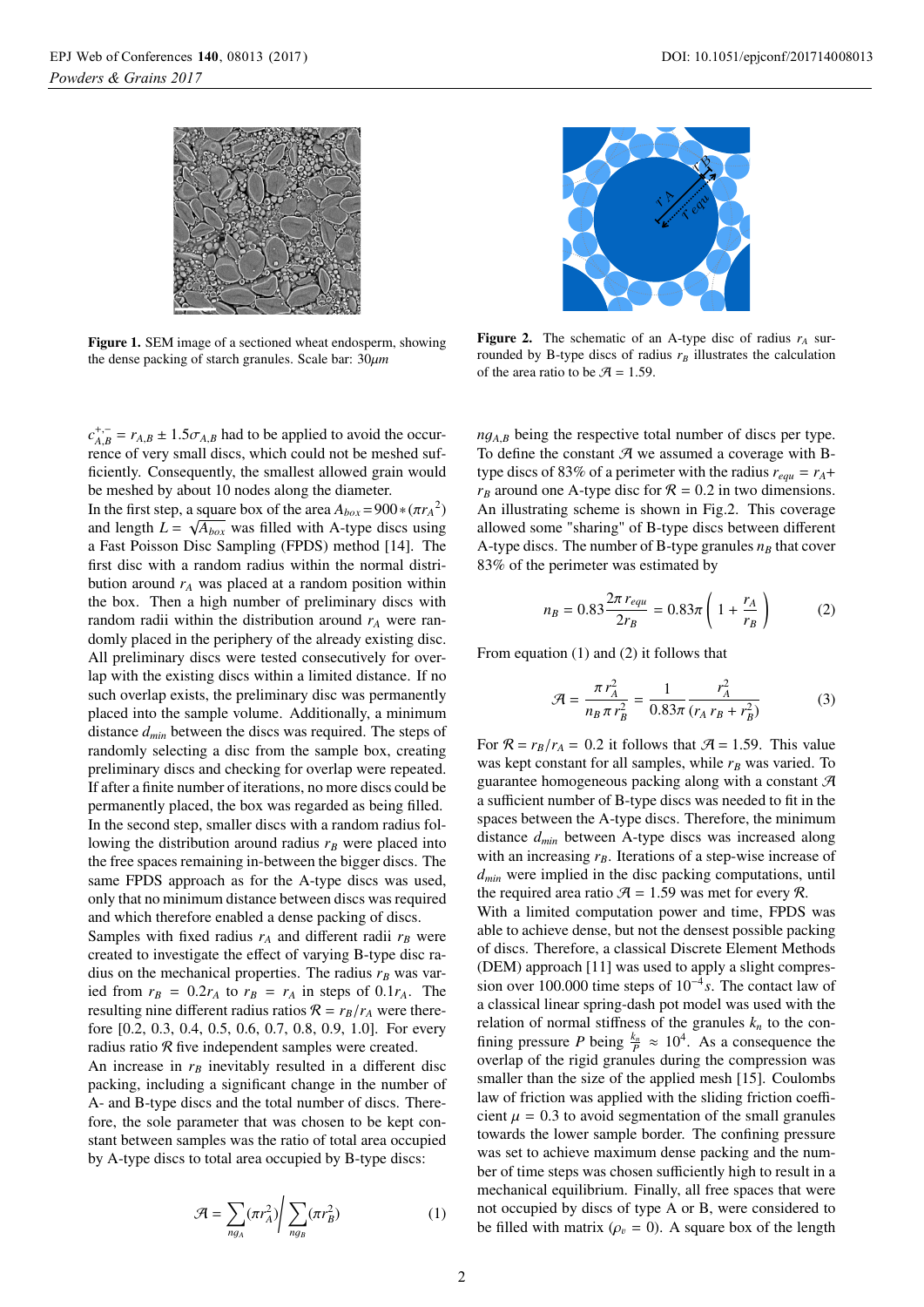Figure 1. SEM image of a sectioned wheat endosperm, showing the dense packing of starch granules. Scale bar: 30$\mu m$

Figure 2. The schematic of an A-type disc of radius $r_A$ surrounded by B-type discs of radius $r_B$ illustrates the calculation of the area ratio to be $\mathcal{A} = 1.59$.

$c^{+,-}_{A,B} = r_{A,B} \pm 1.5\sigma_{A,B}$ had to be applied to avoid the occurrence of very small discs, which could not be meshed sufficiently. Consequently, the smallest allowed grain would be meshed by about 10 nodes along the diameter.

In the first step, a square box of the area $A_{box} = 900 * (\pi r_A{}^2)$ and length $L = \sqrt{A_{box}}$ was filled with A-type discs using a Fast Poisson Disc Sampling (FPDS) method [14]. The first disc with a random radius within the normal distribution around $r_A$ was placed at a random position within the box. Then a high number of preliminary discs with random radii within the distribution around $r_A$ were randomly placed in the periphery of the already existing disc. All preliminary discs were tested consecutively for overlap with the existing discs within a limited distance. If no such overlap exists, the preliminary disc was permanently placed into the sample volume. Additionally, a minimum distance $d_{min}$ between the discs was required. The steps of randomly selecting a disc from the sample box, creating preliminary discs and checking for overlap were repeated. If after a finite number of iterations, no more discs could be permanently placed, the box was regarded as being filled.

In the second step, smaller discs with a random radius following the distribution around radius $r_B$ were placed into the free spaces remaining in-between the bigger discs. The same FPDS approach as for the A-type discs was used, only that no minimum distance between discs was required and which therefore enabled a dense packing of discs.

Samples with fixed radius $r_A$ and different radii $r_B$ were created to investigate the effect of varying B-type disc radius on the mechanical properties. The radius $r_B$ was varied from $r_B = 0.2r_A$ to $r_B = r_A$ in steps of $0.1r_A$. The resulting nine different radius ratios $\mathcal{R} = r_B/r_A$ were therefore [0.2, 0.3, 0.4, 0.5, 0.6, 0.7, 0.8, 0.9, 1.0]. For every radius ratio $\mathcal{R}$ five independent samples were created.

An increase in $r_B$ inevitably resulted in a different disc packing, including a significant change in the number of A- and B-type discs and the total number of discs. Therefore, the sole parameter that was chosen to be kept constant between samples was the ratio of total area occupied by A-type discs to total area occupied by B-type discs:

$$\mathcal{A} = \sum_{ng_A} (\pi r_A^2) \Bigg/ \sum_{ng_B} (\pi r_B^2) \tag{1}$$

$ng_{A,B}$ being the respective total number of discs per type. To define the constant $\mathcal{A}$ we assumed a coverage with B-type discs of 83% of a perimeter with the radius $r_{equ} = r_A + r_B$ around one A-type disc for $\mathcal{R} = 0.2$ in two dimensions. An illustrating scheme is shown in Fig.2. This coverage allowed some "sharing" of B-type discs between different A-type discs. The number of B-type granules $n_B$ that cover 83% of the perimeter was estimated by

$$n_B = 0.83 \frac{2\pi\, r_{equ}}{2r_B} = 0.83\pi \left(1 + \frac{r_A}{r_B}\right) \tag{2}$$

From equation (1) and (2) it follows that

$$\mathcal{A} = \frac{\pi\, r_A^2}{n_B\, \pi\, r_B^2} = \frac{1}{0.83\pi} \frac{r_A^2}{(r_A\, r_B + r_B^2)} \tag{3}$$

For $\mathcal{R} = r_B/r_A = 0.2$ it follows that $\mathcal{A} = 1.59$. This value was kept constant for all samples, while $r_B$ was varied. To guarantee homogeneous packing along with a constant $\mathcal{A}$ a sufficient number of B-type discs was needed to fit in the spaces between the A-type discs. Therefore, the minimum distance $d_{min}$ between A-type discs was increased along with an increasing $r_B$. Iterations of a step-wise increase of $d_{min}$ were implied in the disc packing computations, until the required area ratio $\mathcal{A} = 1.59$ was met for every $\mathcal{R}$.

With a limited computation power and time, FPDS was able to achieve dense, but not the densest possible packing of discs. Therefore, a classical Discrete Element Methods (DEM) approach [11] was used to apply a slight compression over 100.000 time steps of $10^{-4}s$. The contact law of a classical linear spring-dash pot model was used with the relation of normal stiffness of the granules $k_n$ to the confining pressure $P$ being $\frac{k_n}{P} \approx 10^4$. As a consequence the overlap of the rigid granules during the compression was smaller than the size of the applied mesh [15]. Coulombs law of friction was applied with the sliding friction coefficient $\mu = 0.3$ to avoid segmentation of the small granules towards the lower sample border. The confining pressure was set to achieve maximum dense packing and the number of time steps was chosen sufficiently high to result in a mechanical equilibrium. Finally, all free spaces that were not occupied by discs of type A or B, were considered to be filled with matrix ($\rho_v = 0$). A square box of the length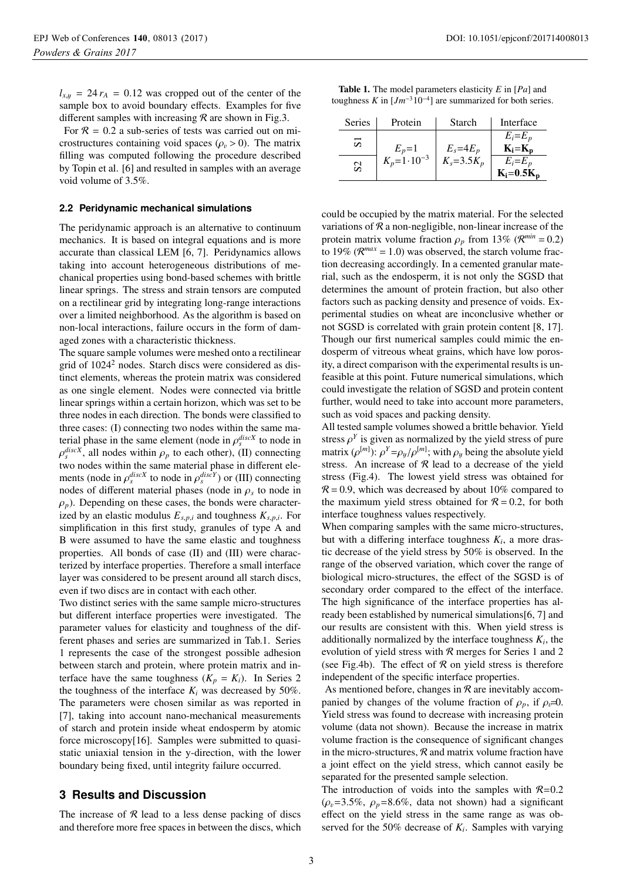$l_{x,y} = 24\, r_A = 0.12$ was cropped out of the center of the sample box to avoid boundary effects. Examples for five different samples with increasing $\mathcal{R}$ are shown in Fig.3.

For $\mathcal{R} = 0.2$ a sub-series of tests was carried out on microstructures containing void spaces ($\rho_v > 0$). The matrix filling was computed following the procedure described by Topin et al. [6] and resulted in samples with an average void volume of 3.5%.

### 2.2 Peridynamic mechanical simulations

The peridynamic approach is an alternative to continuum mechanics. It is based on integral equations and is more accurate than classical LEM [6, 7]. Peridynamics allows taking into account heterogeneous distributions of mechanical properties using bond-based schemes with brittle linear springs. The stress and strain tensors are computed on a rectilinear grid by integrating long-range interactions over a limited neighborhood. As the algorithm is based on non-local interactions, failure occurs in the form of damaged zones with a characteristic thickness.

The square sample volumes were meshed onto a rectilinear grid of $1024^2$ nodes. Starch discs were considered as distinct elements, whereas the protein matrix was considered as one single element. Nodes were connected via brittle linear springs within a certain horizon, which was set to be three nodes in each direction. The bonds were classified to three cases: (I) connecting two nodes within the same material phase in the same element (node in $\rho_s^{discX}$ to node in $\rho_s^{discX}$, all nodes within $\rho_p$ to each other), (II) connecting two nodes within the same material phase in different elements (node in $\rho_s^{discX}$ to node in $\rho_s^{discY}$) or (III) connecting nodes of different material phases (node in $\rho_s$ to node in $\rho_p$). Depending on these cases, the bonds were characterized by an elastic modulus $E_{s,p,i}$ and toughness $K_{s,p,i}$. For simplification in this first study, granules of type A and B were assumed to have the same elastic and toughness properties. All bonds of case (II) and (III) were characterized by interface properties. Therefore a small interface layer was considered to be present around all starch discs, even if two discs are in contact with each other.

Two distinct series with the same sample micro-structures but different interface properties were investigated. The parameter values for elasticity and toughness of the different phases and series are summarized in Tab.1. Series 1 represents the case of the strongest possible adhesion between starch and protein, where protein matrix and interface have the same toughness ($K_p = K_i$). In Series 2 the toughness of the interface $K_i$ was decreased by 50%. The parameters were chosen similar as was reported in [7], taking into account nano-mechanical measurements of starch and protein inside wheat endosperm by atomic force microscopy[16]. Samples were submitted to quasi-static uniaxial tension in the y-direction, with the lower boundary being fixed, until integrity failure occurred.

## 3 Results and Discussion

The increase of $\mathcal{R}$ lead to a less dense packing of discs and therefore more free spaces in between the discs, which could be occupied by the matrix material. For the selected variations of $\mathcal{R}$ a non-negligible, non-linear increase of the protein matrix volume fraction $\rho_p$ from 13% ($\mathcal{R}^{min} = 0.2$) to 19% ($\mathcal{R}^{max} = 1.0$) was observed, the starch volume fraction decreasing accordingly. In a cemented granular material, such as the endosperm, it is not only the SGSD that determines the amount of protein fraction, but also other factors such as packing density and presence of voids. Experimental studies on wheat are inconclusive whether or not SGSD is correlated with grain protein content [8, 17]. Though our first numerical samples could mimic the endosperm of vitreous wheat grains, which have low porosity, a direct comparison with the experimental results is unfeasible at this point. Future numerical simulations, which could investigate the relation of SGSD and protein content further, would need to take into account more parameters, such as void spaces and packing density.

**Table 1.** The model parameters elasticity $E$ in $[Pa]$ and toughness $K$ in $[Jm^{-3}10^{-4}]$ are summarized for both series.

| Series | Protein | Starch | Interface |
|---|---|---|---|
| S1 | $E_p$=1 $K_p$=$1\cdot10^{-3}$ | $E_s$=$4E_p$ $K_s$=$3.5K_p$ | $E_i$=$E_p$ $\mathbf{K_i}$=$\mathbf{K_p}$ |
| S2 | | | $E_i$=$E_p$ $\mathbf{K_i}$=$\mathbf{0.5K_p}$ |

All tested sample volumes showed a brittle behavior. Yield stress $\rho^Y$ is given as normalized by the yield stress of pure matrix ($\rho^{[m]}$): $\rho^Y$=$\rho_y/\rho^{[m]}$; with $\rho_y$ being the absolute yield stress. An increase of $\mathcal{R}$ lead to a decrease of the yield stress (Fig.4). The lowest yield stress was obtained for $\mathcal{R} = 0.9$, which was decreased by about 10% compared to the maximum yield stress obtained for $\mathcal{R} = 0.2$, for both interface toughness values respectively.

When comparing samples with the same micro-structures, but with a differing interface toughness $K_i$, a more drastic decrease of the yield stress by 50% is observed. In the range of the observed variation, which cover the range of biological micro-structures, the effect of the SGSD is of secondary order compared to the effect of the interface. The high significance of the interface properties has already been established by numerical simulations[6, 7] and our results are consistent with this. When yield stress is additionally normalized by the interface toughness $K_i$, the evolution of yield stress with $\mathcal{R}$ merges for Series 1 and 2 (see Fig.4b). The effect of $\mathcal{R}$ on yield stress is therefore independent of the specific interface properties.

As mentioned before, changes in $\mathcal{R}$ are inevitably accompanied by changes of the volume fraction of $\rho_p$, if $\rho_v$=0. Yield stress was found to decrease with increasing protein volume (data not shown). Because the increase in matrix volume fraction is the consequence of significant changes in the micro-structures, $\mathcal{R}$ and matrix volume fraction have a joint effect on the yield stress, which cannot easily be separated for the presented sample selection.

The introduction of voids into the samples with $\mathcal{R}$=0.2 ($\rho_v$=3.5%, $\rho_p$=8.6%, data not shown) had a significant effect on the yield stress in the same range as was observed for the 50% decrease of $K_i$. Samples with varying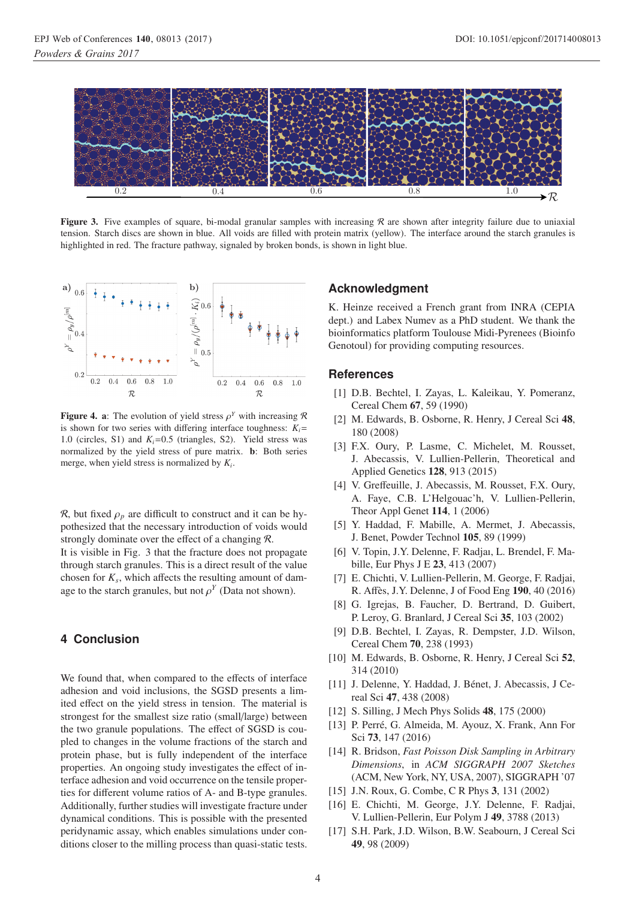0.2
0.4
0.6
0.8
1.0
$\mathcal{R}$

**Figure 3.** Five examples of square, bi-modal granular samples with increasing $\mathcal{R}$ are shown after integrity failure due to uniaxial tension. Starch discs are shown in blue. All voids are filled with protein matrix (yellow). The interface around the starch granules is highlighted in red. The fracture pathway, signaled by broken bonds, is shown in light blue.

a)
$\rho^Y = \rho_y / \rho^{[m]}$
0.6
0.4
0.2
0.2 0.4 0.6 0.8 1.0
$\mathcal{R}$

b)
$\rho^Y = \rho_y / (\rho^{[m]} \cdot K_i)$
0.6
0.5
0.2 0.4 0.6 0.8 1.0
$\mathcal{R}$

**Figure 4.** **a**: The evolution of yield stress $\rho^Y$ with increasing $\mathcal{R}$ is shown for two series with differing interface toughness: $K_i$= 1.0 (circles, S1) and $K_i$=0.5 (triangles, S2). Yield stress was normalized by the yield stress of pure matrix. **b**: Both series merge, when yield stress is normalized by $K_i$.

$\mathcal{R}$, but fixed $\rho_p$ are difficult to construct and it can be hypothesized that the necessary introduction of voids would strongly dominate over the effect of a changing $\mathcal{R}$.
It is visible in Fig. 3 that the fracture does not propagate through starch granules. This is a direct result of the value chosen for $K_s$, which affects the resulting amount of damage to the starch granules, but not $\rho^Y$ (Data not shown).

## 4 Conclusion

We found that, when compared to the effects of interface adhesion and void inclusions, the SGSD presents a limited effect on the yield stress in tension. The material is strongest for the smallest size ratio (small/large) between the two granule populations. The effect of SGSD is coupled to changes in the volume fractions of the starch and protein phase, but is fully independent of the interface properties. An ongoing study investigates the effect of interface adhesion and void occurrence on the tensile properties for different volume ratios of A- and B-type granules. Additionally, further studies will investigate fracture under dynamical conditions. This is possible with the presented peridynamic assay, which enables simulations under conditions closer to the milling process than quasi-static tests.

## Acknowledgment

K. Heinze received a French grant from INRA (CEPIA dept.) and Labex Numev as a PhD student. We thank the bioinformatics platform Toulouse Midi-Pyrenees (Bioinfo Genotoul) for providing computing resources.

## References

[1] D.B. Bechtel, I. Zayas, L. Kaleikau, Y. Pomeranz, Cereal Chem **67**, 59 (1990)

[2] M. Edwards, B. Osborne, R. Henry, J Cereal Sci **48**, 180 (2008)

[3] F.X. Oury, P. Lasme, C. Michelet, M. Rousset, J. Abecassis, V. Lullien-Pellerin, Theoretical and Applied Genetics **128**, 913 (2015)

[4] V. Greffeuille, J. Abecassis, M. Rousset, F.X. Oury, A. Faye, C.B. L'Helgouac'h, V. Lullien-Pellerin, Theor Appl Genet **114**, 1 (2006)

[5] Y. Haddad, F. Mabille, A. Mermet, J. Abecassis, J. Benet, Powder Technol **105**, 89 (1999)

[6] V. Topin, J.Y. Delenne, F. Radjaı, L. Brendel, F. Mabille, Eur Phys J E **23**, 413 (2007)

[7] E. Chichti, V. Lullien-Pellerin, M. George, F. Radjai, R. Affès, J.Y. Delenne, J of Food Eng **190**, 40 (2016)

[8] G. Igrejas, B. Faucher, D. Bertrand, D. Guibert, P. Leroy, G. Branlard, J Cereal Sci **35**, 103 (2002)

[9] D.B. Bechtel, I. Zayas, R. Dempster, J.D. Wilson, Cereal Chem **70**, 238 (1993)

[10] M. Edwards, B. Osborne, R. Henry, J Cereal Sci **52**, 314 (2010)

[11] J. Delenne, Y. Haddad, J. Bénet, J. Abecassis, J Cereal Sci **47**, 438 (2008)

[12] S. Silling, J Mech Phys Solids **48**, 175 (2000)

[13] P. Perré, G. Almeida, M. Ayouz, X. Frank, Ann For Sci **73**, 147 (2016)

[14] R. Bridson, *Fast Poisson Disk Sampling in Arbitrary Dimensions*, in *ACM SIGGRAPH 2007 Sketches* (ACM, New York, NY, USA, 2007), SIGGRAPH '07

[15] J.N. Roux, G. Combe, C R Phys **3**, 131 (2002)

[16] E. Chichti, M. George, J.Y. Delenne, F. Radjai, V. Lullien-Pellerin, Eur Polym J **49**, 3788 (2013)

[17] S.H. Park, J.D. Wilson, B.W. Seabourn, J Cereal Sci **49**, 98 (2009)